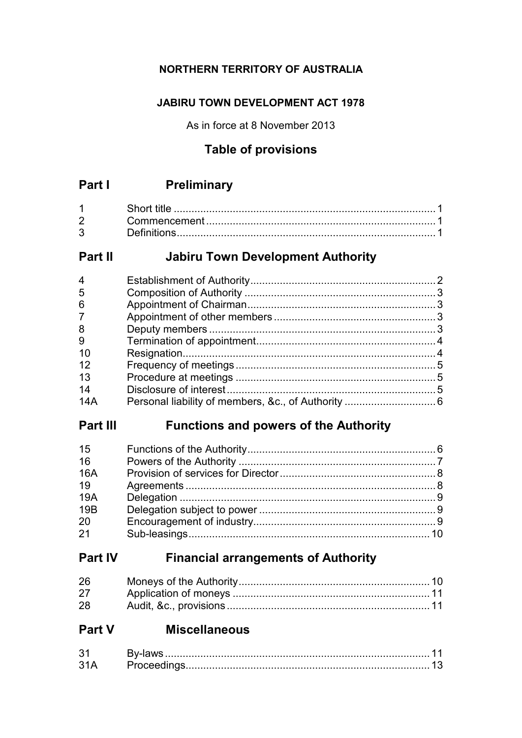**NORTHERN TERRITORY OF AUSTRALIA**

**JABIRU TOWN DEVELOPMENT ACT 1978**

As in force at 8 November 2013

## Table of provisions

## Part I Preliminary

| | | |
|---|---|---|
| 1 | Short title | 1 |
| 2 | Commencement | 1 |
| 3 | Definitions | 1 |

## Part II Jabiru Town Development Authority

| | | |
|---|---|---|
| 4 | Establishment of Authority | 2 |
| 5 | Composition of Authority | 3 |
| 6 | Appointment of Chairman | 3 |
| 7 | Appointment of other members | 3 |
| 8 | Deputy members | 3 |
| 9 | Termination of appointment | 4 |
| 10 | Resignation | 4 |
| 12 | Frequency of meetings | 5 |
| 13 | Procedure at meetings | 5 |
| 14 | Disclosure of interest | 5 |
| 14A | Personal liability of members, &c., of Authority | 6 |

## Part III Functions and powers of the Authority

| | | |
|---|---|---|
| 15 | Functions of the Authority | 6 |
| 16 | Powers of the Authority | 7 |
| 16A | Provision of services for Director | 8 |
| 19 | Agreements | 8 |
| 19A | Delegation | 9 |
| 19B | Delegation subject to power | 9 |
| 20 | Encouragement of industry | 9 |
| 21 | Sub-leasings | 10 |

## Part IV Financial arrangements of Authority

| | | |
|---|---|---|
| 26 | Moneys of the Authority | 10 |
| 27 | Application of moneys | 11 |
| 28 | Audit, &c., provisions | 11 |

## Part V Miscellaneous

| | | |
|---|---|---|
| 31 | By-laws | 11 |
| 31A | Proceedings | 13 |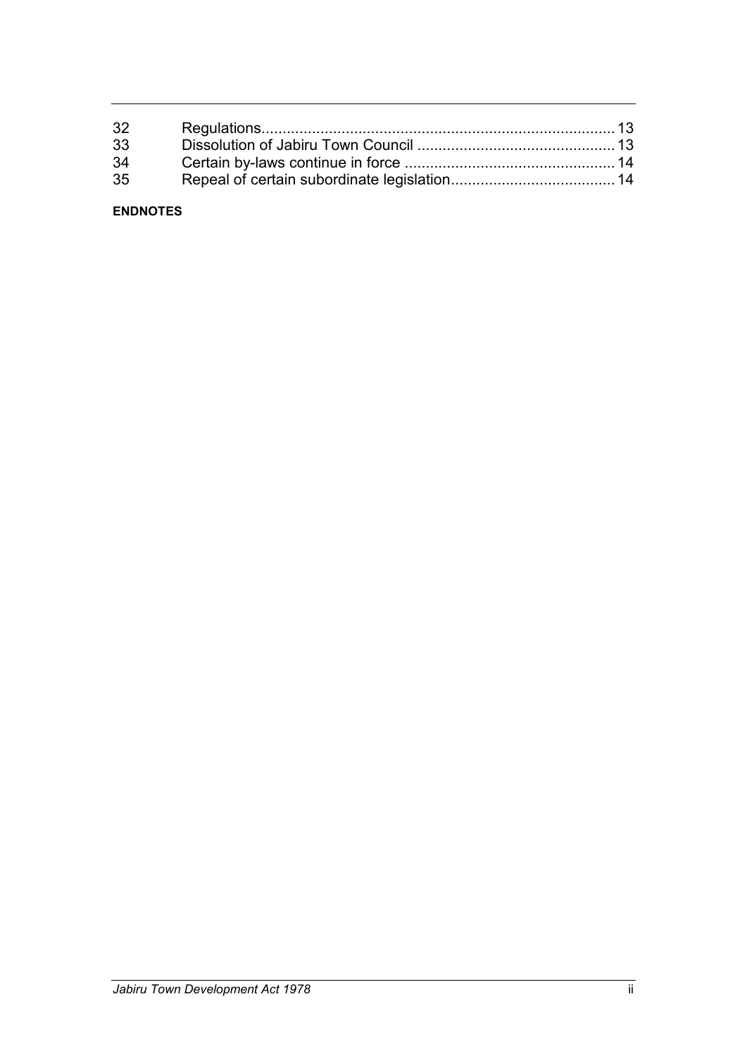| | | |
|---|---|---|
| 32 | Regulations | 13 |
| 33 | Dissolution of Jabiru Town Council | 13 |
| 34 | Certain by-laws continue in force | 14 |
| 35 | Repeal of certain subordinate legislation | 14 |

**ENDNOTES**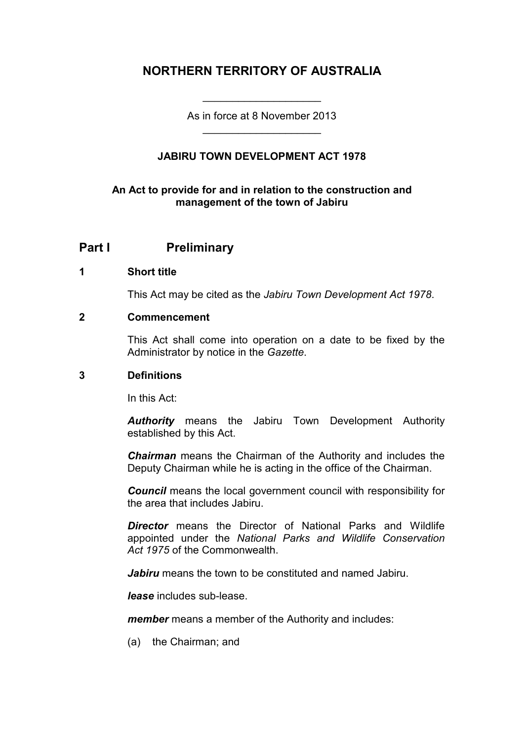# NORTHERN TERRITORY OF AUSTRALIA

____________________

As in force at 8 November 2013

____________________

**JABIRU TOWN DEVELOPMENT ACT 1978**

**An Act to provide for and in relation to the construction and management of the town of Jabiru**

## Part I Preliminary

### 1 Short title

This Act may be cited as the *Jabiru Town Development Act 1978*.

### 2 Commencement

This Act shall come into operation on a date to be fixed by the Administrator by notice in the *Gazette*.

### 3 Definitions

In this Act:

***Authority*** means the Jabiru Town Development Authority established by this Act.

***Chairman*** means the Chairman of the Authority and includes the Deputy Chairman while he is acting in the office of the Chairman.

***Council*** means the local government council with responsibility for the area that includes Jabiru.

***Director*** means the Director of National Parks and Wildlife appointed under the *National Parks and Wildlife Conservation Act 1975* of the Commonwealth.

***Jabiru*** means the town to be constituted and named Jabiru.

***lease*** includes sub-lease.

***member*** means a member of the Authority and includes:

(a) the Chairman; and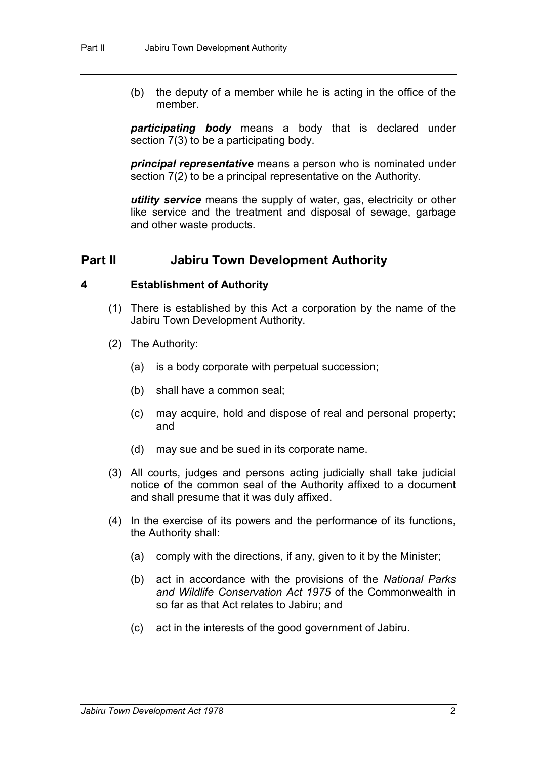(b) the deputy of a member while he is acting in the office of the member.

***participating body*** means a body that is declared under section 7(3) to be a participating body.

***principal representative*** means a person who is nominated under section 7(2) to be a principal representative on the Authority.

***utility service*** means the supply of water, gas, electricity or other like service and the treatment and disposal of sewage, garbage and other waste products.

## Part II Jabiru Town Development Authority

### 4 Establishment of Authority

(1) There is established by this Act a corporation by the name of the Jabiru Town Development Authority.

(2) The Authority:

(a) is a body corporate with perpetual succession;

(b) shall have a common seal;

(c) may acquire, hold and dispose of real and personal property; and

(d) may sue and be sued in its corporate name.

(3) All courts, judges and persons acting judicially shall take judicial notice of the common seal of the Authority affixed to a document and shall presume that it was duly affixed.

(4) In the exercise of its powers and the performance of its functions, the Authority shall:

(a) comply with the directions, if any, given to it by the Minister;

(b) act in accordance with the provisions of the *National Parks and Wildlife Conservation Act 1975* of the Commonwealth in so far as that Act relates to Jabiru; and

(c) act in the interests of the good government of Jabiru.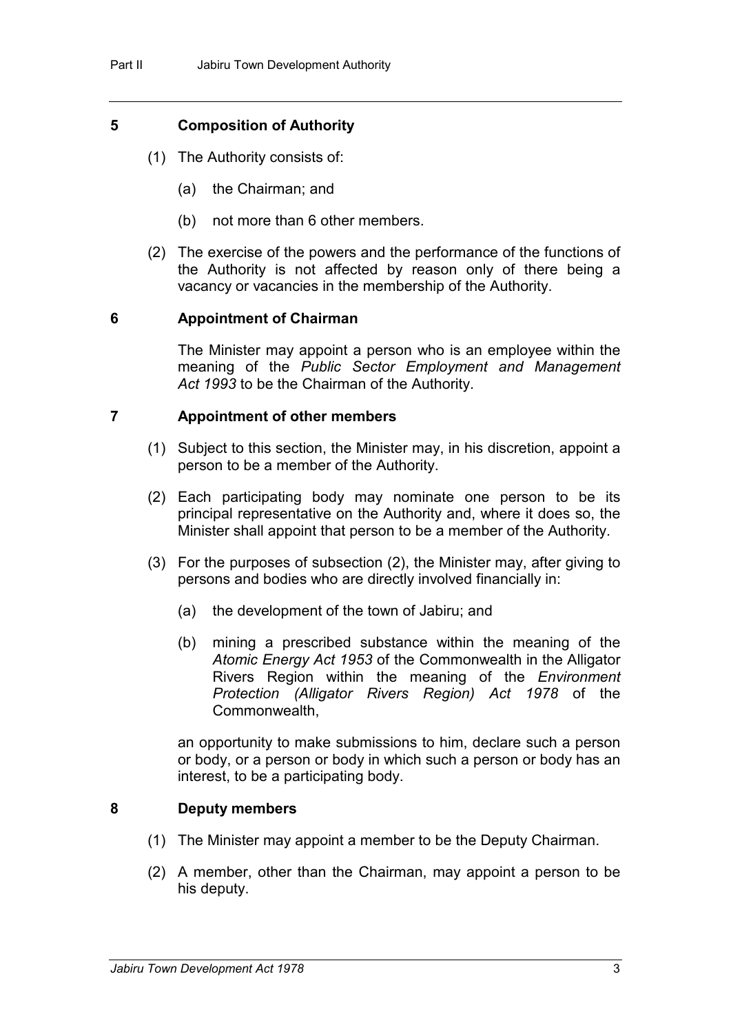## 5 Composition of Authority

(1) The Authority consists of:

(a) the Chairman; and

(b) not more than 6 other members.

(2) The exercise of the powers and the performance of the functions of the Authority is not affected by reason only of there being a vacancy or vacancies in the membership of the Authority.

## 6 Appointment of Chairman

The Minister may appoint a person who is an employee within the meaning of the *Public Sector Employment and Management Act 1993* to be the Chairman of the Authority.

## 7 Appointment of other members

(1) Subject to this section, the Minister may, in his discretion, appoint a person to be a member of the Authority.

(2) Each participating body may nominate one person to be its principal representative on the Authority and, where it does so, the Minister shall appoint that person to be a member of the Authority.

(3) For the purposes of subsection (2), the Minister may, after giving to persons and bodies who are directly involved financially in:

(a) the development of the town of Jabiru; and

(b) mining a prescribed substance within the meaning of the *Atomic Energy Act 1953* of the Commonwealth in the Alligator Rivers Region within the meaning of the *Environment Protection (Alligator Rivers Region) Act 1978* of the Commonwealth,

an opportunity to make submissions to him, declare such a person or body, or a person or body in which such a person or body has an interest, to be a participating body.

## 8 Deputy members

(1) The Minister may appoint a member to be the Deputy Chairman.

(2) A member, other than the Chairman, may appoint a person to be his deputy.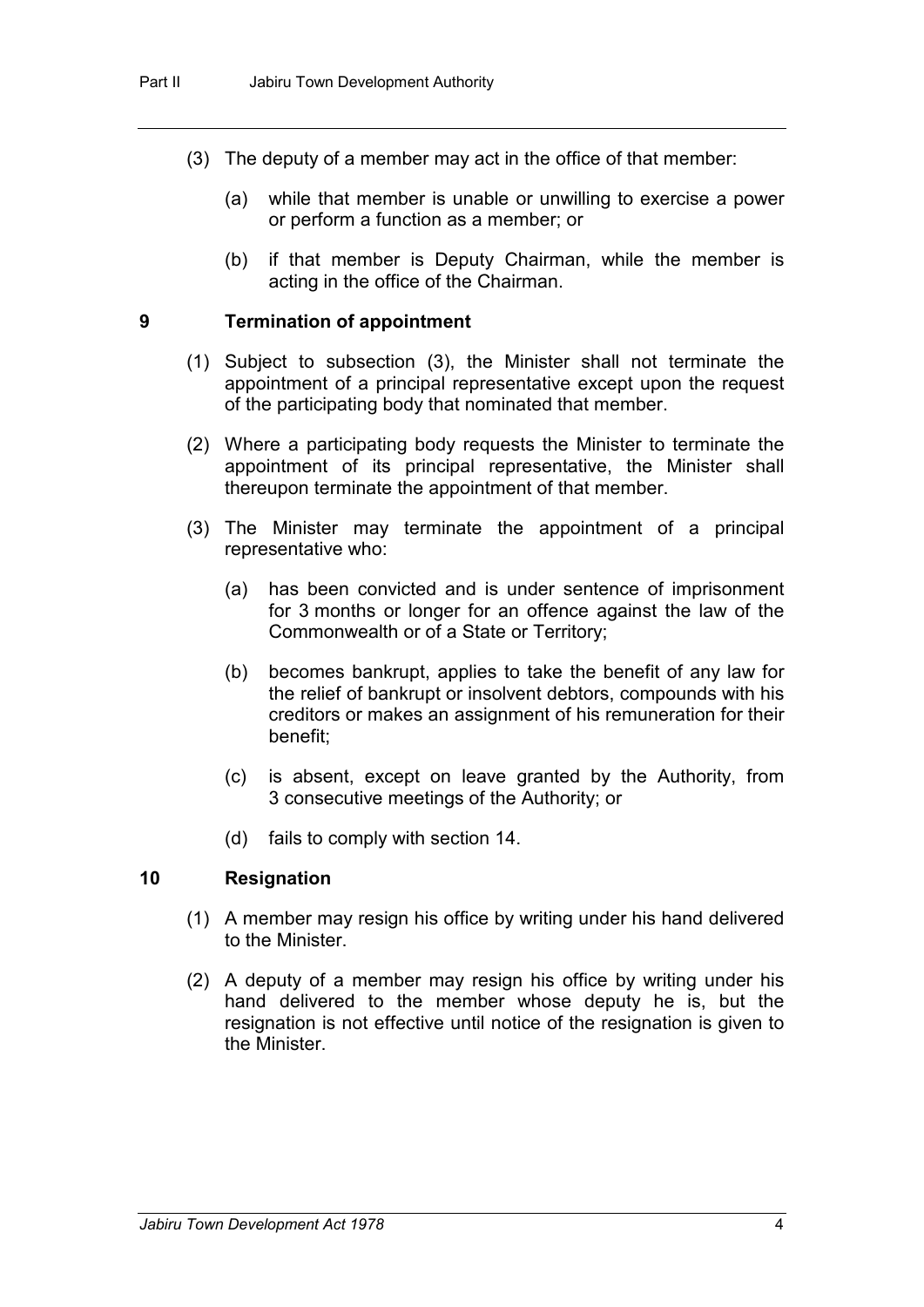(3) The deputy of a member may act in the office of that member:

(a) while that member is unable or unwilling to exercise a power or perform a function as a member; or

(b) if that member is Deputy Chairman, while the member is acting in the office of the Chairman.

## 9 Termination of appointment

(1) Subject to subsection (3), the Minister shall not terminate the appointment of a principal representative except upon the request of the participating body that nominated that member.

(2) Where a participating body requests the Minister to terminate the appointment of its principal representative, the Minister shall thereupon terminate the appointment of that member.

(3) The Minister may terminate the appointment of a principal representative who:

(a) has been convicted and is under sentence of imprisonment for 3 months or longer for an offence against the law of the Commonwealth or of a State or Territory;

(b) becomes bankrupt, applies to take the benefit of any law for the relief of bankrupt or insolvent debtors, compounds with his creditors or makes an assignment of his remuneration for their benefit;

(c) is absent, except on leave granted by the Authority, from 3 consecutive meetings of the Authority; or

(d) fails to comply with section 14.

## 10 Resignation

(1) A member may resign his office by writing under his hand delivered to the Minister.

(2) A deputy of a member may resign his office by writing under his hand delivered to the member whose deputy he is, but the resignation is not effective until notice of the resignation is given to the Minister.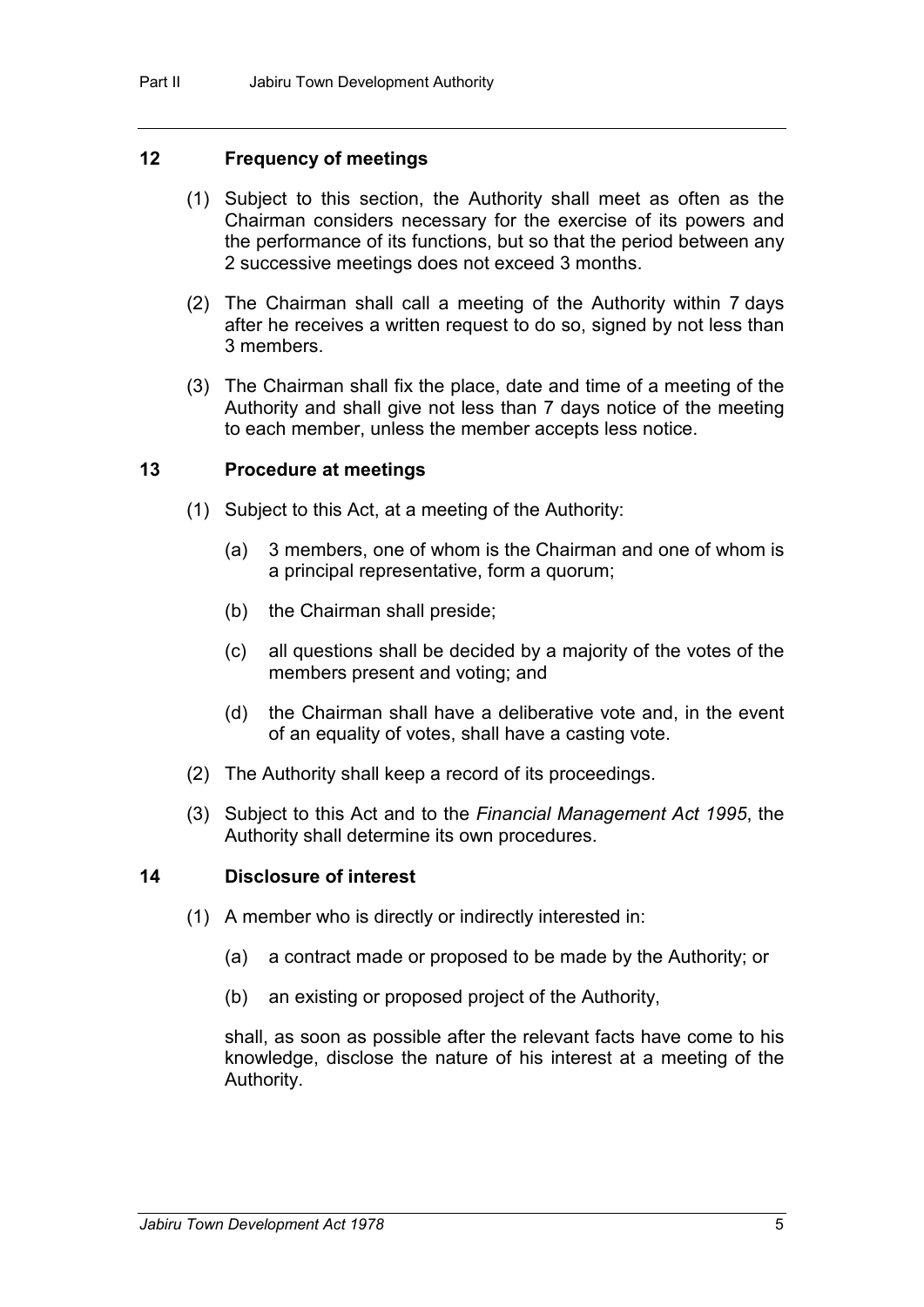## 12 Frequency of meetings

(1) Subject to this section, the Authority shall meet as often as the Chairman considers necessary for the exercise of its powers and the performance of its functions, but so that the period between any 2 successive meetings does not exceed 3 months.

(2) The Chairman shall call a meeting of the Authority within 7 days after he receives a written request to do so, signed by not less than 3 members.

(3) The Chairman shall fix the place, date and time of a meeting of the Authority and shall give not less than 7 days notice of the meeting to each member, unless the member accepts less notice.

## 13 Procedure at meetings

(1) Subject to this Act, at a meeting of the Authority:

(a) 3 members, one of whom is the Chairman and one of whom is a principal representative, form a quorum;

(b) the Chairman shall preside;

(c) all questions shall be decided by a majority of the votes of the members present and voting; and

(d) the Chairman shall have a deliberative vote and, in the event of an equality of votes, shall have a casting vote.

(2) The Authority shall keep a record of its proceedings.

(3) Subject to this Act and to the *Financial Management Act 1995*, the Authority shall determine its own procedures.

## 14 Disclosure of interest

(1) A member who is directly or indirectly interested in:

(a) a contract made or proposed to be made by the Authority; or

(b) an existing or proposed project of the Authority,

shall, as soon as possible after the relevant facts have come to his knowledge, disclose the nature of his interest at a meeting of the Authority.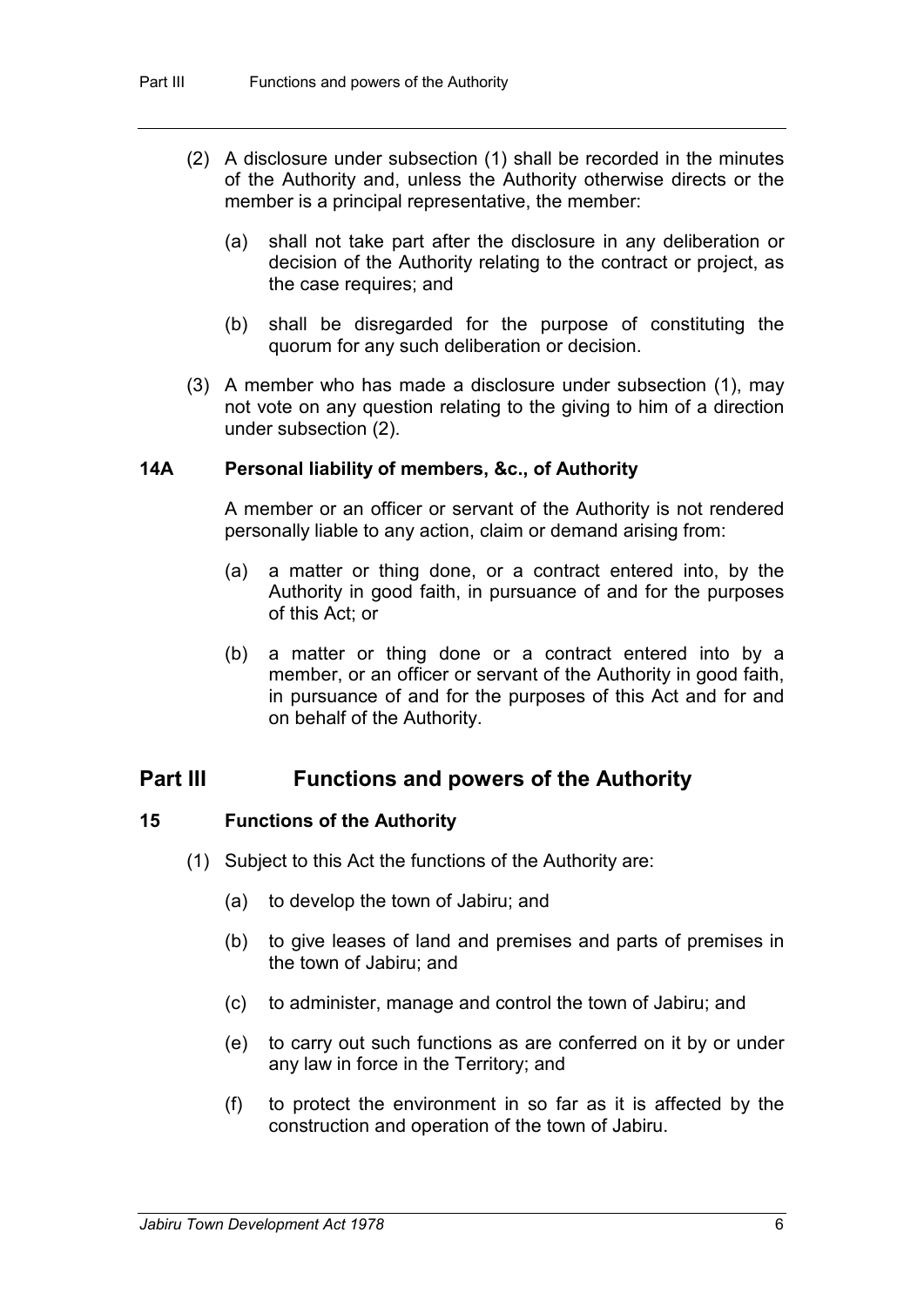(2) A disclosure under subsection (1) shall be recorded in the minutes of the Authority and, unless the Authority otherwise directs or the member is a principal representative, the member:

(a) shall not take part after the disclosure in any deliberation or decision of the Authority relating to the contract or project, as the case requires; and

(b) shall be disregarded for the purpose of constituting the quorum for any such deliberation or decision.

(3) A member who has made a disclosure under subsection (1), may not vote on any question relating to the giving to him of a direction under subsection (2).

### 14A Personal liability of members, &c., of Authority

A member or an officer or servant of the Authority is not rendered personally liable to any action, claim or demand arising from:

(a) a matter or thing done, or a contract entered into, by the Authority in good faith, in pursuance of and for the purposes of this Act; or

(b) a matter or thing done or a contract entered into by a member, or an officer or servant of the Authority in good faith, in pursuance of and for the purposes of this Act and for and on behalf of the Authority.

## Part III Functions and powers of the Authority

### 15 Functions of the Authority

(1) Subject to this Act the functions of the Authority are:

(a) to develop the town of Jabiru; and

(b) to give leases of land and premises and parts of premises in the town of Jabiru; and

(c) to administer, manage and control the town of Jabiru; and

(e) to carry out such functions as are conferred on it by or under any law in force in the Territory; and

(f) to protect the environment in so far as it is affected by the construction and operation of the town of Jabiru.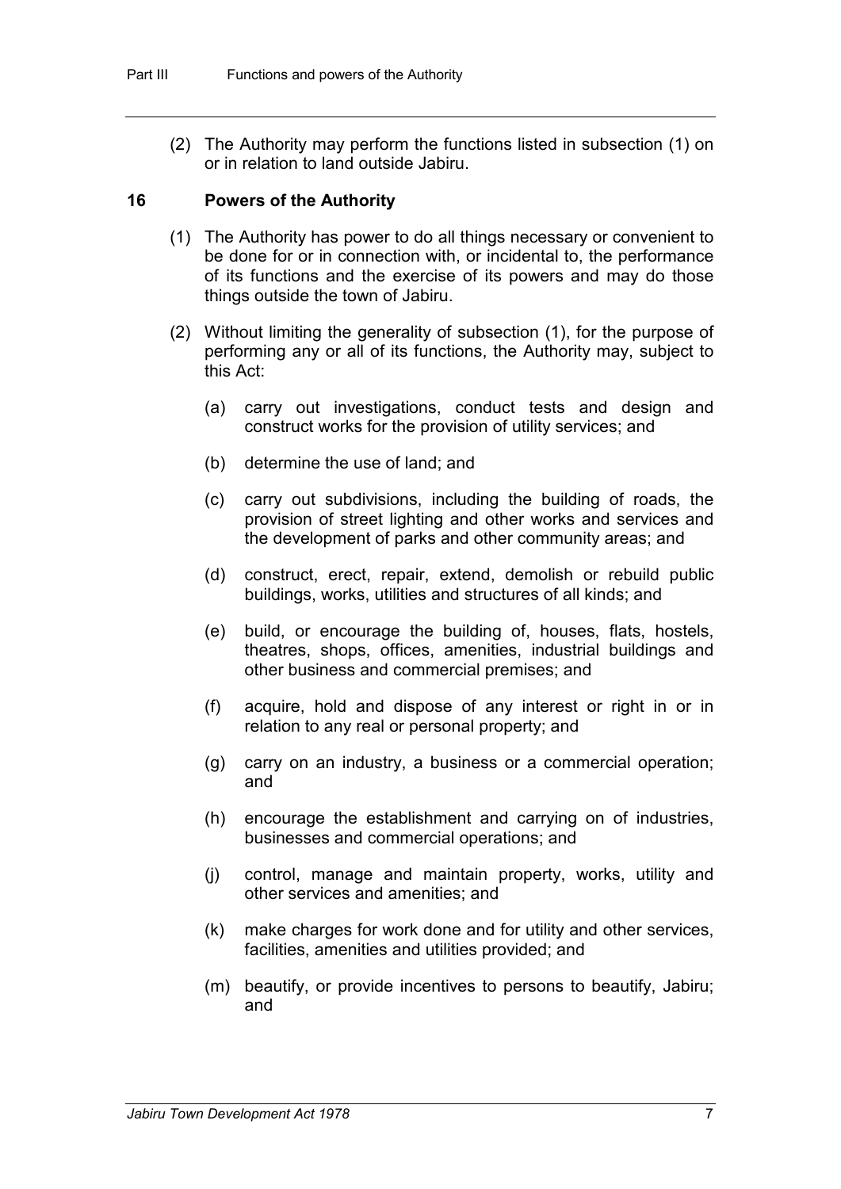(2) The Authority may perform the functions listed in subsection (1) on or in relation to land outside Jabiru.

### 16 Powers of the Authority

(1) The Authority has power to do all things necessary or convenient to be done for or in connection with, or incidental to, the performance of its functions and the exercise of its powers and may do those things outside the town of Jabiru.

(2) Without limiting the generality of subsection (1), for the purpose of performing any or all of its functions, the Authority may, subject to this Act:

(a) carry out investigations, conduct tests and design and construct works for the provision of utility services; and

(b) determine the use of land; and

(c) carry out subdivisions, including the building of roads, the provision of street lighting and other works and services and the development of parks and other community areas; and

(d) construct, erect, repair, extend, demolish or rebuild public buildings, works, utilities and structures of all kinds; and

(e) build, or encourage the building of, houses, flats, hostels, theatres, shops, offices, amenities, industrial buildings and other business and commercial premises; and

(f) acquire, hold and dispose of any interest or right in or in relation to any real or personal property; and

(g) carry on an industry, a business or a commercial operation; and

(h) encourage the establishment and carrying on of industries, businesses and commercial operations; and

(j) control, manage and maintain property, works, utility and other services and amenities; and

(k) make charges for work done and for utility and other services, facilities, amenities and utilities provided; and

(m) beautify, or provide incentives to persons to beautify, Jabiru; and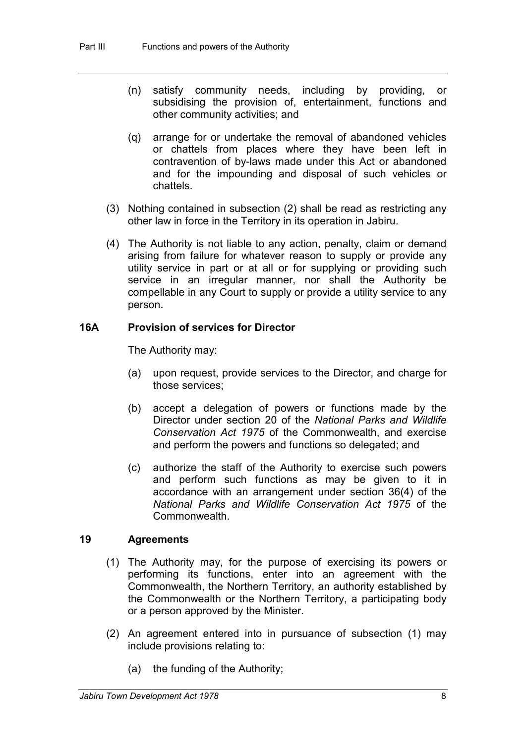(n) satisfy community needs, including by providing, or subsidising the provision of, entertainment, functions and other community activities; and

(q) arrange for or undertake the removal of abandoned vehicles or chattels from places where they have been left in contravention of by-laws made under this Act or abandoned and for the impounding and disposal of such vehicles or chattels.

(3) Nothing contained in subsection (2) shall be read as restricting any other law in force in the Territory in its operation in Jabiru.

(4) The Authority is not liable to any action, penalty, claim or demand arising from failure for whatever reason to supply or provide any utility service in part or at all or for supplying or providing such service in an irregular manner, nor shall the Authority be compellable in any Court to supply or provide a utility service to any person.

### 16A Provision of services for Director

The Authority may:

(a) upon request, provide services to the Director, and charge for those services;

(b) accept a delegation of powers or functions made by the Director under section 20 of the *National Parks and Wildlife Conservation Act 1975* of the Commonwealth, and exercise and perform the powers and functions so delegated; and

(c) authorize the staff of the Authority to exercise such powers and perform such functions as may be given to it in accordance with an arrangement under section 36(4) of the *National Parks and Wildlife Conservation Act 1975* of the Commonwealth.

### 19 Agreements

(1) The Authority may, for the purpose of exercising its powers or performing its functions, enter into an agreement with the Commonwealth, the Northern Territory, an authority established by the Commonwealth or the Northern Territory, a participating body or a person approved by the Minister.

(2) An agreement entered into in pursuance of subsection (1) may include provisions relating to:

(a) the funding of the Authority;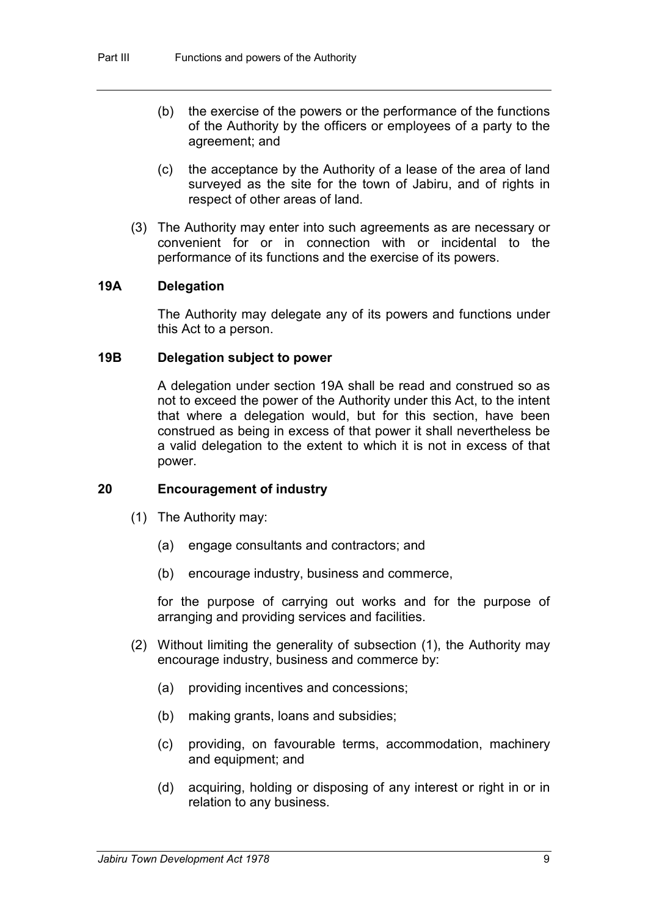(b) the exercise of the powers or the performance of the functions of the Authority by the officers or employees of a party to the agreement; and

(c) the acceptance by the Authority of a lease of the area of land surveyed as the site for the town of Jabiru, and of rights in respect of other areas of land.

(3) The Authority may enter into such agreements as are necessary or convenient for or in connection with or incidental to the performance of its functions and the exercise of its powers.

### 19A Delegation

The Authority may delegate any of its powers and functions under this Act to a person.

### 19B Delegation subject to power

A delegation under section 19A shall be read and construed so as not to exceed the power of the Authority under this Act, to the intent that where a delegation would, but for this section, have been construed as being in excess of that power it shall nevertheless be a valid delegation to the extent to which it is not in excess of that power.

### 20 Encouragement of industry

(1) The Authority may:

(a) engage consultants and contractors; and

(b) encourage industry, business and commerce,

for the purpose of carrying out works and for the purpose of arranging and providing services and facilities.

(2) Without limiting the generality of subsection (1), the Authority may encourage industry, business and commerce by:

(a) providing incentives and concessions;

(b) making grants, loans and subsidies;

(c) providing, on favourable terms, accommodation, machinery and equipment; and

(d) acquiring, holding or disposing of any interest or right in or in relation to any business.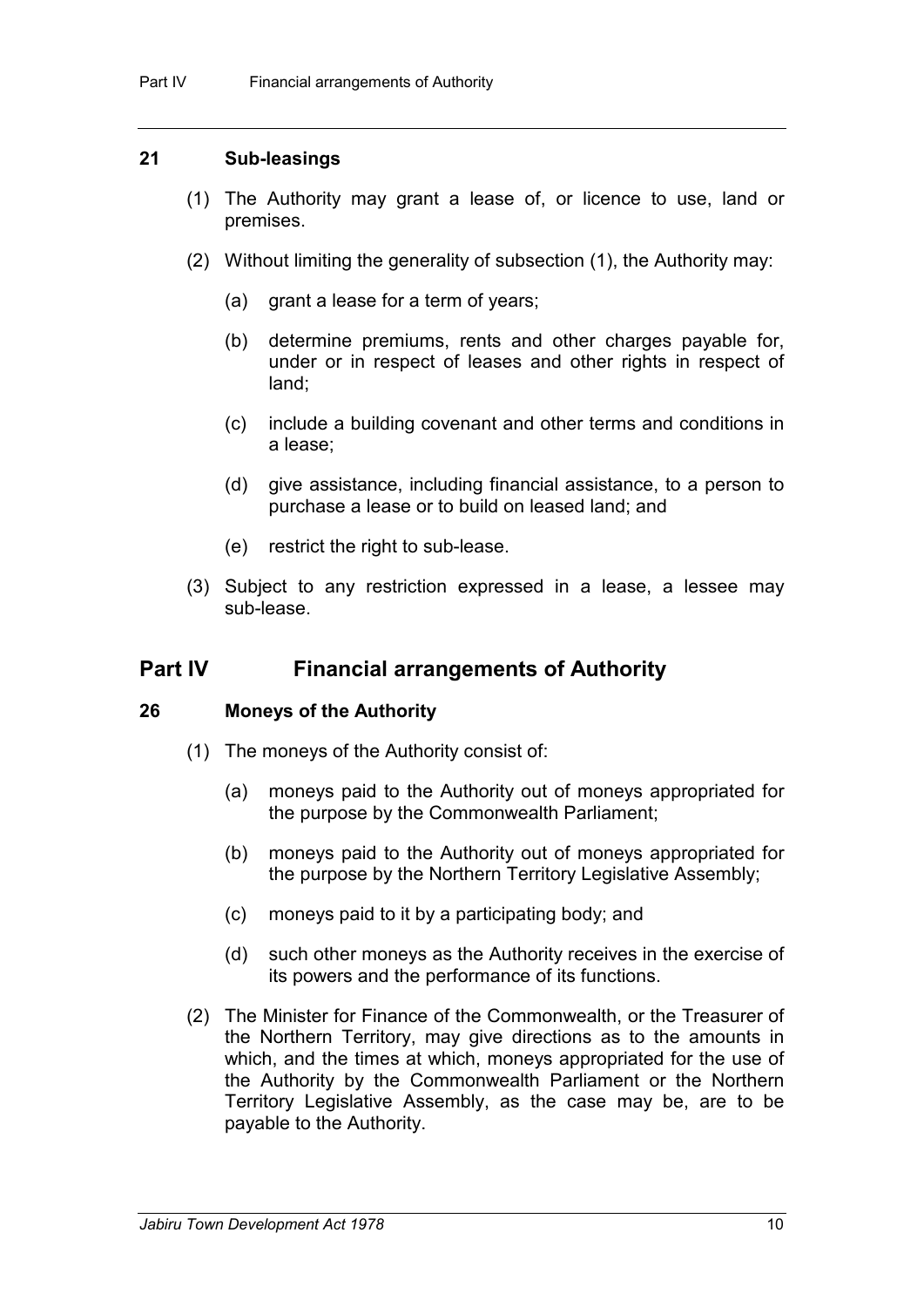### 21 Sub-leasings

(1) The Authority may grant a lease of, or licence to use, land or premises.

(2) Without limiting the generality of subsection (1), the Authority may:

(a) grant a lease for a term of years;

(b) determine premiums, rents and other charges payable for, under or in respect of leases and other rights in respect of land;

(c) include a building covenant and other terms and conditions in a lease;

(d) give assistance, including financial assistance, to a person to purchase a lease or to build on leased land; and

(e) restrict the right to sub-lease.

(3) Subject to any restriction expressed in a lease, a lessee may sub-lease.

## Part IV Financial arrangements of Authority

### 26 Moneys of the Authority

(1) The moneys of the Authority consist of:

(a) moneys paid to the Authority out of moneys appropriated for the purpose by the Commonwealth Parliament;

(b) moneys paid to the Authority out of moneys appropriated for the purpose by the Northern Territory Legislative Assembly;

(c) moneys paid to it by a participating body; and

(d) such other moneys as the Authority receives in the exercise of its powers and the performance of its functions.

(2) The Minister for Finance of the Commonwealth, or the Treasurer of the Northern Territory, may give directions as to the amounts in which, and the times at which, moneys appropriated for the use of the Authority by the Commonwealth Parliament or the Northern Territory Legislative Assembly, as the case may be, are to be payable to the Authority.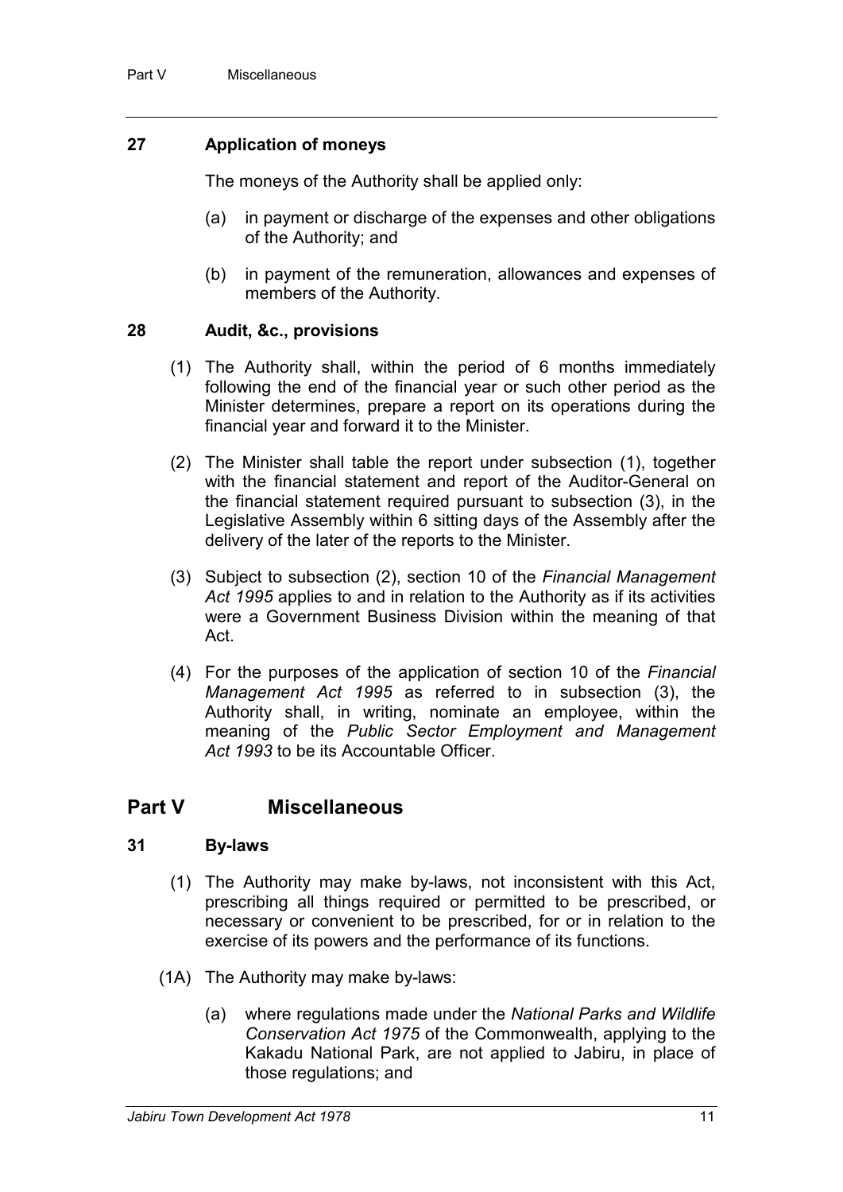### 27 Application of moneys

The moneys of the Authority shall be applied only:

(a) in payment or discharge of the expenses and other obligations of the Authority; and

(b) in payment of the remuneration, allowances and expenses of members of the Authority.

### 28 Audit, &c., provisions

(1) The Authority shall, within the period of 6 months immediately following the end of the financial year or such other period as the Minister determines, prepare a report on its operations during the financial year and forward it to the Minister.

(2) The Minister shall table the report under subsection (1), together with the financial statement and report of the Auditor-General on the financial statement required pursuant to subsection (3), in the Legislative Assembly within 6 sitting days of the Assembly after the delivery of the later of the reports to the Minister.

(3) Subject to subsection (2), section 10 of the *Financial Management Act 1995* applies to and in relation to the Authority as if its activities were a Government Business Division within the meaning of that Act.

(4) For the purposes of the application of section 10 of the *Financial Management Act 1995* as referred to in subsection (3), the Authority shall, in writing, nominate an employee, within the meaning of the *Public Sector Employment and Management Act 1993* to be its Accountable Officer.

## Part V Miscellaneous

### 31 By-laws

(1) The Authority may make by-laws, not inconsistent with this Act, prescribing all things required or permitted to be prescribed, or necessary or convenient to be prescribed, for or in relation to the exercise of its powers and the performance of its functions.

(1A) The Authority may make by-laws:

(a) where regulations made under the *National Parks and Wildlife Conservation Act 1975* of the Commonwealth, applying to the Kakadu National Park, are not applied to Jabiru, in place of those regulations; and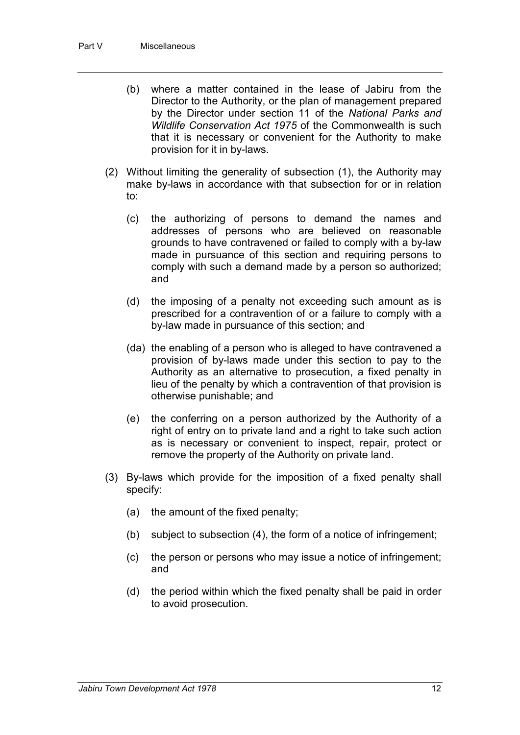(b) where a matter contained in the lease of Jabiru from the Director to the Authority, or the plan of management prepared by the Director under section 11 of the *National Parks and Wildlife Conservation Act 1975* of the Commonwealth is such that it is necessary or convenient for the Authority to make provision for it in by-laws.

(2) Without limiting the generality of subsection (1), the Authority may make by-laws in accordance with that subsection for or in relation to:

(c) the authorizing of persons to demand the names and addresses of persons who are believed on reasonable grounds to have contravened or failed to comply with a by-law made in pursuance of this section and requiring persons to comply with such a demand made by a person so authorized; and

(d) the imposing of a penalty not exceeding such amount as is prescribed for a contravention of or a failure to comply with a by-law made in pursuance of this section; and

(da) the enabling of a person who is alleged to have contravened a provision of by-laws made under this section to pay to the Authority as an alternative to prosecution, a fixed penalty in lieu of the penalty by which a contravention of that provision is otherwise punishable; and

(e) the conferring on a person authorized by the Authority of a right of entry on to private land and a right to take such action as is necessary or convenient to inspect, repair, protect or remove the property of the Authority on private land.

(3) By-laws which provide for the imposition of a fixed penalty shall specify:

(a) the amount of the fixed penalty;

(b) subject to subsection (4), the form of a notice of infringement;

(c) the person or persons who may issue a notice of infringement; and

(d) the period within which the fixed penalty shall be paid in order to avoid prosecution.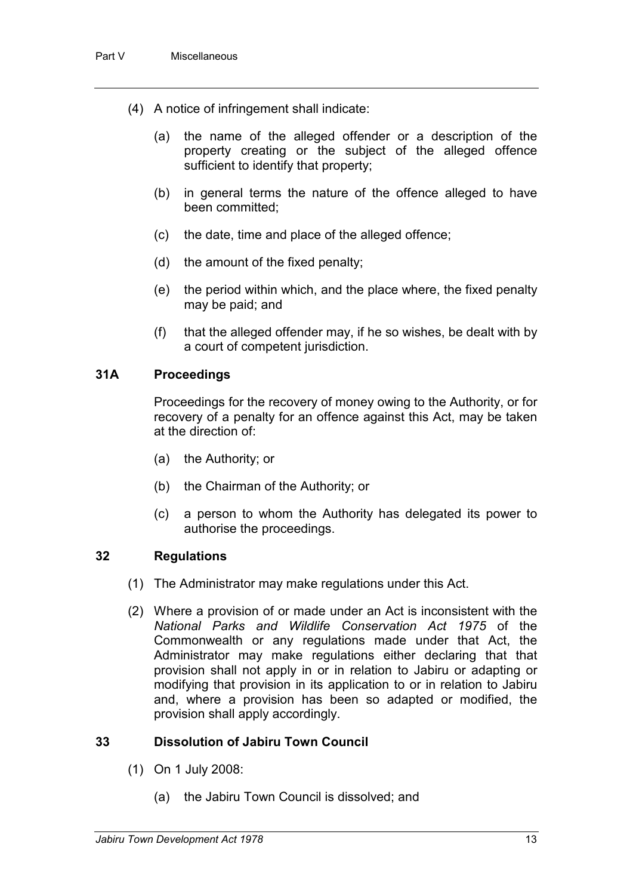(4) A notice of infringement shall indicate:

(a) the name of the alleged offender or a description of the property creating or the subject of the alleged offence sufficient to identify that property;

(b) in general terms the nature of the offence alleged to have been committed;

(c) the date, time and place of the alleged offence;

(d) the amount of the fixed penalty;

(e) the period within which, and the place where, the fixed penalty may be paid; and

(f) that the alleged offender may, if he so wishes, be dealt with by a court of competent jurisdiction.

### 31A Proceedings

Proceedings for the recovery of money owing to the Authority, or for recovery of a penalty for an offence against this Act, may be taken at the direction of:

(a) the Authority; or

(b) the Chairman of the Authority; or

(c) a person to whom the Authority has delegated its power to authorise the proceedings.

### 32 Regulations

(1) The Administrator may make regulations under this Act.

(2) Where a provision of or made under an Act is inconsistent with the *National Parks and Wildlife Conservation Act 1975* of the Commonwealth or any regulations made under that Act, the Administrator may make regulations either declaring that that provision shall not apply in or in relation to Jabiru or adapting or modifying that provision in its application to or in relation to Jabiru and, where a provision has been so adapted or modified, the provision shall apply accordingly.

### 33 Dissolution of Jabiru Town Council

(1) On 1 July 2008:

(a) the Jabiru Town Council is dissolved; and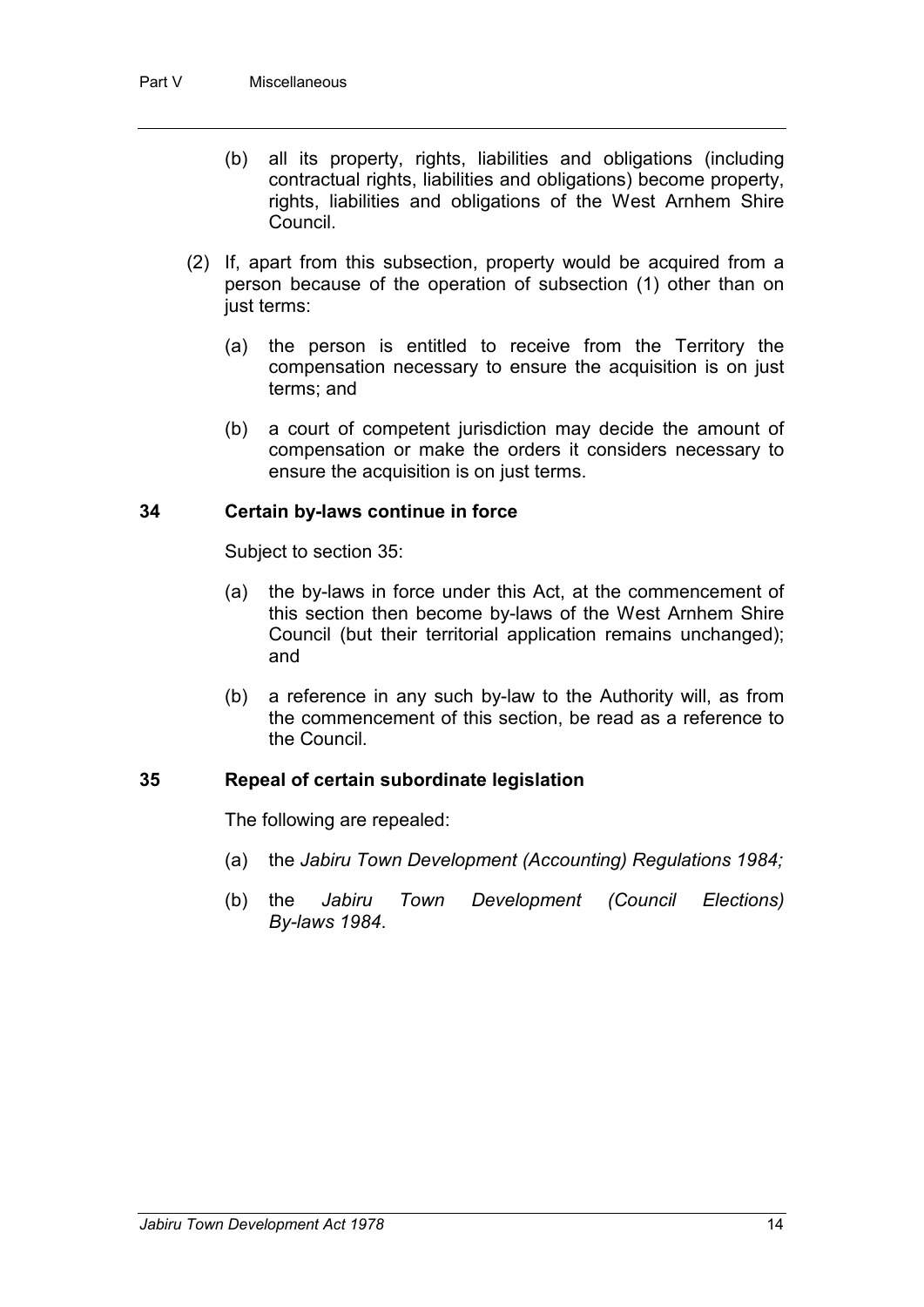(b) all its property, rights, liabilities and obligations (including contractual rights, liabilities and obligations) become property, rights, liabilities and obligations of the West Arnhem Shire Council.

(2) If, apart from this subsection, property would be acquired from a person because of the operation of subsection (1) other than on just terms:

(a) the person is entitled to receive from the Territory the compensation necessary to ensure the acquisition is on just terms; and

(b) a court of competent jurisdiction may decide the amount of compensation or make the orders it considers necessary to ensure the acquisition is on just terms.

### 34 Certain by-laws continue in force

Subject to section 35:

(a) the by-laws in force under this Act, at the commencement of this section then become by-laws of the West Arnhem Shire Council (but their territorial application remains unchanged); and

(b) a reference in any such by-law to the Authority will, as from the commencement of this section, be read as a reference to the Council.

### 35 Repeal of certain subordinate legislation

The following are repealed:

(a) the *Jabiru Town Development (Accounting) Regulations 1984;*

(b) the *Jabiru Town Development (Council Elections) By-laws 1984*.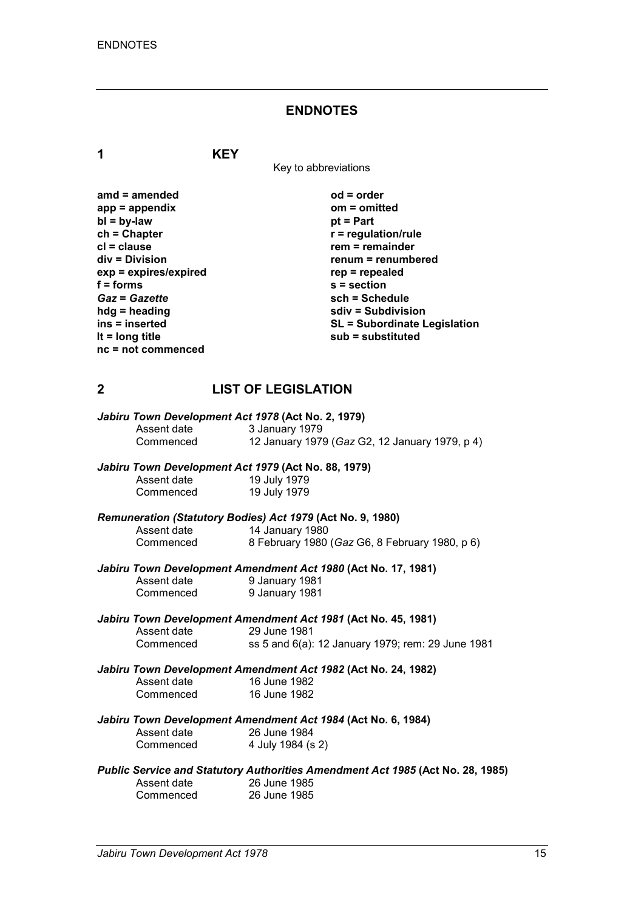# ENDNOTES

## 1 KEY

Key to abbreviations

**amd = amended**
**app = appendix**
**bl = by-law**
**ch = Chapter**
**cl = clause**
**div = Division**
**exp = expires/expired**
**f = forms**
***Gaz* = *Gazette***
**hdg = heading**
**ins = inserted**
**lt = long title**
**nc = not commenced**
**od = order**
**om = omitted**
**pt = Part**
**r = regulation/rule**
**rem = remainder**
**renum = renumbered**
**rep = repealed**
**s = section**
**sch = Schedule**
**sdiv = Subdivision**
**SL = Subordinate Legislation**
**sub = substituted**

## 2 LIST OF LEGISLATION

***Jabiru Town Development Act 1978* (Act No. 2, 1979)**

Assent date 3 January 1979
Commenced 12 January 1979 (*Gaz* G2, 12 January 1979, p 4)

***Jabiru Town Development Act 1979* (Act No. 88, 1979)**

Assent date 19 July 1979
Commenced 19 July 1979

***Remuneration (Statutory Bodies) Act 1979* (Act No. 9, 1980)**

Assent date 14 January 1980
Commenced 8 February 1980 (*Gaz* G6, 8 February 1980, p 6)

***Jabiru Town Development Amendment Act 1980* (Act No. 17, 1981)**

Assent date 9 January 1981
Commenced 9 January 1981

***Jabiru Town Development Amendment Act 1981* (Act No. 45, 1981)**

Assent date 29 June 1981
Commenced ss 5 and 6(a): 12 January 1979; rem: 29 June 1981

***Jabiru Town Development Amendment Act 1982* (Act No. 24, 1982)**

Assent date 16 June 1982
Commenced 16 June 1982

***Jabiru Town Development Amendment Act 1984* (Act No. 6, 1984)**

Assent date 26 June 1984
Commenced 4 July 1984 (s 2)

***Public Service and Statutory Authorities Amendment Act 1985* (Act No. 28, 1985)**

Assent date 26 June 1985
Commenced 26 June 1985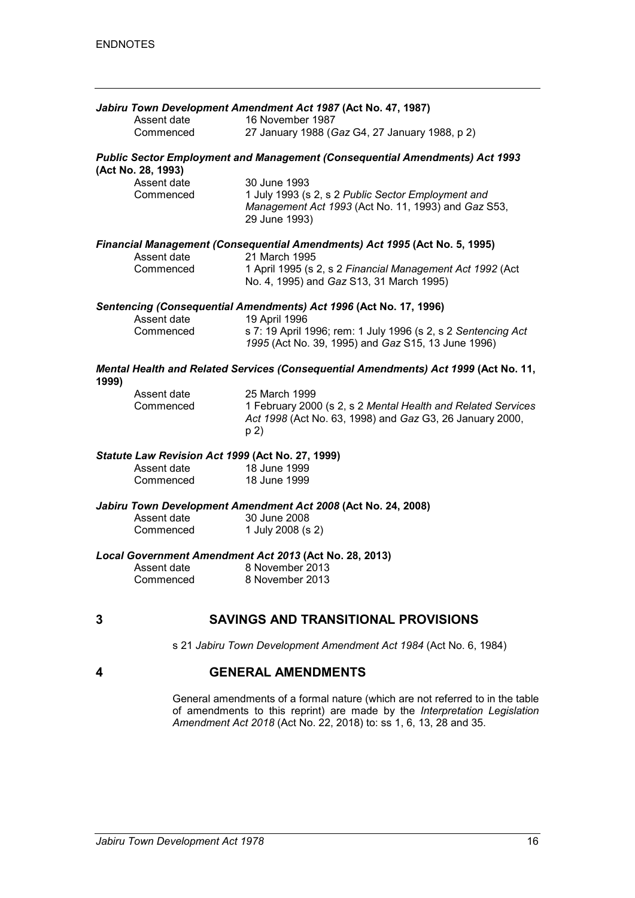***Jabiru Town Development Amendment Act 1987* (Act No. 47, 1987)**

Assent date 16 November 1987
Commenced 27 January 1988 (*Gaz* G4, 27 January 1988, p 2)

***Public Sector Employment and Management (Consequential Amendments) Act 1993* (Act No. 28, 1993)**

Assent date 30 June 1993
Commenced 1 July 1993 (s 2, s 2 *Public Sector Employment and Management Act 1993* (Act No. 11, 1993) and *Gaz* S53, 29 June 1993)

***Financial Management (Consequential Amendments) Act 1995* (Act No. 5, 1995)**

Assent date 21 March 1995
Commenced 1 April 1995 (s 2, s 2 *Financial Management Act 1992* (Act No. 4, 1995) and *Gaz* S13, 31 March 1995)

***Sentencing (Consequential Amendments) Act 1996* (Act No. 17, 1996)**

Assent date 19 April 1996
Commenced s 7: 19 April 1996; rem: 1 July 1996 (s 2, s 2 *Sentencing Act 1995* (Act No. 39, 1995) and *Gaz* S15, 13 June 1996)

***Mental Health and Related Services (Consequential Amendments) Act 1999* (Act No. 11, 1999)**

Assent date 25 March 1999
Commenced 1 February 2000 (s 2, s 2 *Mental Health and Related Services Act 1998* (Act No. 63, 1998) and *Gaz* G3, 26 January 2000, p 2)

***Statute Law Revision Act 1999* (Act No. 27, 1999)**

Assent date 18 June 1999
Commenced 18 June 1999

***Jabiru Town Development Amendment Act 2008* (Act No. 24, 2008)**

Assent date 30 June 2008
Commenced 1 July 2008 (s 2)

***Local Government Amendment Act 2013* (Act No. 28, 2013)**

Assent date 8 November 2013
Commenced 8 November 2013

## 3 SAVINGS AND TRANSITIONAL PROVISIONS

s 21 *Jabiru Town Development Amendment Act 1984* (Act No. 6, 1984)

## 4 GENERAL AMENDMENTS

General amendments of a formal nature (which are not referred to in the table of amendments to this reprint) are made by the *Interpretation Legislation Amendment Act 2018* (Act No. 22, 2018) to: ss 1, 6, 13, 28 and 35.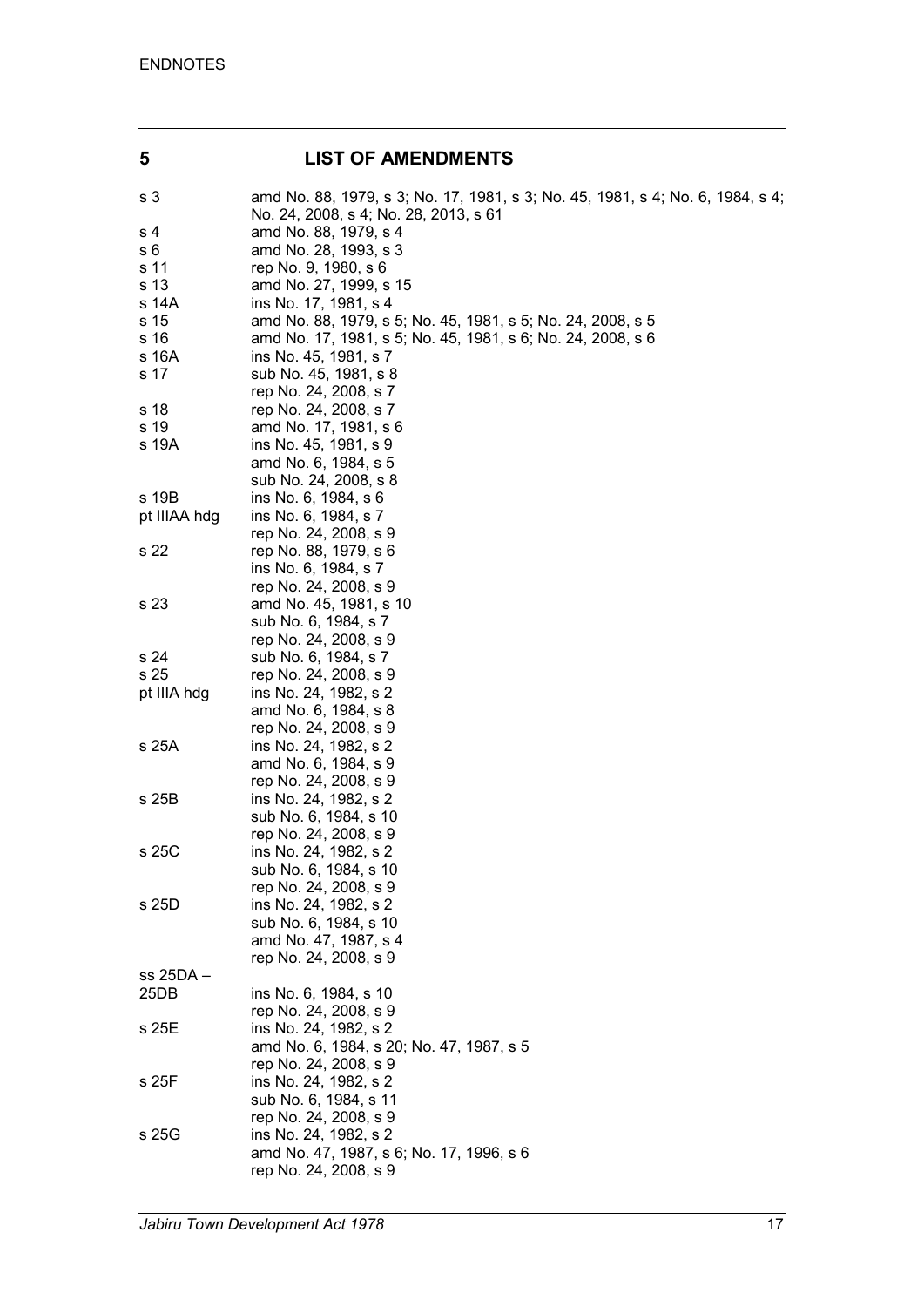## 5 LIST OF AMENDMENTS

| | |
|---|---|
| s 3 | amd No. 88, 1979, s 3; No. 17, 1981, s 3; No. 45, 1981, s 4; No. 6, 1984, s 4; No. 24, 2008, s 4; No. 28, 2013, s 61 |
| s 4 | amd No. 88, 1979, s 4 |
| s 6 | amd No. 28, 1993, s 3 |
| s 11 | rep No. 9, 1980, s 6 |
| s 13 | amd No. 27, 1999, s 15 |
| s 14A | ins No. 17, 1981, s 4 |
| s 15 | amd No. 88, 1979, s 5; No. 45, 1981, s 5; No. 24, 2008, s 5 |
| s 16 | amd No. 17, 1981, s 5; No. 45, 1981, s 6; No. 24, 2008, s 6 |
| s 16A | ins No. 45, 1981, s 7 |
| s 17 | sub No. 45, 1981, s 8 |
| | rep No. 24, 2008, s 7 |
| s 18 | rep No. 24, 2008, s 7 |
| s 19 | amd No. 17, 1981, s 6 |
| s 19A | ins No. 45, 1981, s 9 |
| | amd No. 6, 1984, s 5 |
| | sub No. 24, 2008, s 8 |
| s 19B | ins No. 6, 1984, s 6 |
| pt IIIAA hdg | ins No. 6, 1984, s 7 |
| | rep No. 24, 2008, s 9 |
| s 22 | rep No. 88, 1979, s 6 |
| | ins No. 6, 1984, s 7 |
| | rep No. 24, 2008, s 9 |
| s 23 | amd No. 45, 1981, s 10 |
| | sub No. 6, 1984, s 7 |
| | rep No. 24, 2008, s 9 |
| s 24 | sub No. 6, 1984, s 7 |
| s 25 | rep No. 24, 2008, s 9 |
| pt IIIA hdg | ins No. 24, 1982, s 2 |
| | amd No. 6, 1984, s 8 |
| | rep No. 24, 2008, s 9 |
| s 25A | ins No. 24, 1982, s 2 |
| | amd No. 6, 1984, s 9 |
| | rep No. 24, 2008, s 9 |
| s 25B | ins No. 24, 1982, s 2 |
| | sub No. 6, 1984, s 10 |
| | rep No. 24, 2008, s 9 |
| s 25C | ins No. 24, 1982, s 2 |
| | sub No. 6, 1984, s 10 |
| | rep No. 24, 2008, s 9 |
| s 25D | ins No. 24, 1982, s 2 |
| | sub No. 6, 1984, s 10 |
| | amd No. 47, 1987, s 4 |
| | rep No. 24, 2008, s 9 |
| ss 25DA – 25DB | ins No. 6, 1984, s 10 |
| | rep No. 24, 2008, s 9 |
| s 25E | ins No. 24, 1982, s 2 |
| | amd No. 6, 1984, s 20; No. 47, 1987, s 5 |
| | rep No. 24, 2008, s 9 |
| s 25F | ins No. 24, 1982, s 2 |
| | sub No. 6, 1984, s 11 |
| | rep No. 24, 2008, s 9 |
| s 25G | ins No. 24, 1982, s 2 |
| | amd No. 47, 1987, s 6; No. 17, 1996, s 6 |
| | rep No. 24, 2008, s 9 |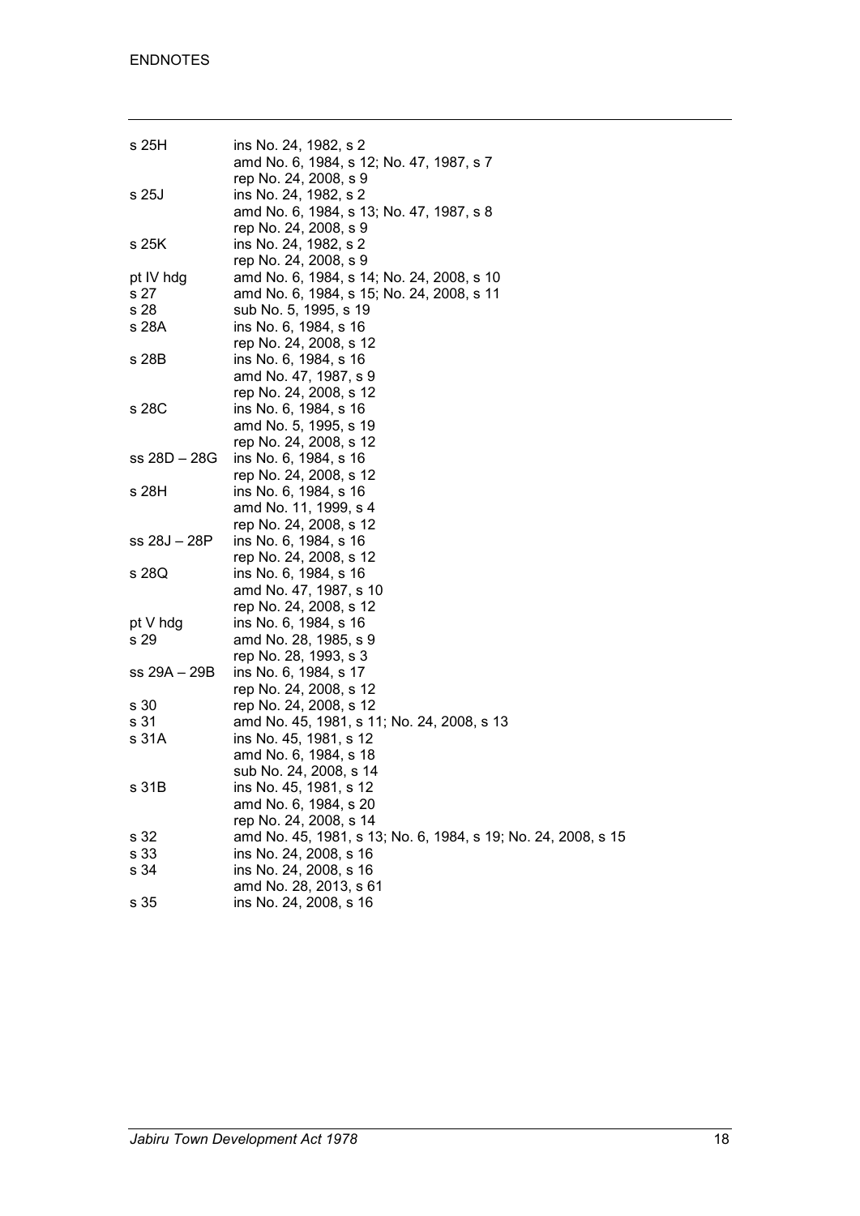ENDNOTES

| | |
|---|---|
| s 25H | ins No. 24, 1982, s 2 |
| | amd No. 6, 1984, s 12; No. 47, 1987, s 7 |
| | rep No. 24, 2008, s 9 |
| s 25J | ins No. 24, 1982, s 2 |
| | amd No. 6, 1984, s 13; No. 47, 1987, s 8 |
| | rep No. 24, 2008, s 9 |
| s 25K | ins No. 24, 1982, s 2 |
| | rep No. 24, 2008, s 9 |
| pt IV hdg | amd No. 6, 1984, s 14; No. 24, 2008, s 10 |
| s 27 | amd No. 6, 1984, s 15; No. 24, 2008, s 11 |
| s 28 | sub No. 5, 1995, s 19 |
| s 28A | ins No. 6, 1984, s 16 |
| | rep No. 24, 2008, s 12 |
| s 28B | ins No. 6, 1984, s 16 |
| | amd No. 47, 1987, s 9 |
| | rep No. 24, 2008, s 12 |
| s 28C | ins No. 6, 1984, s 16 |
| | amd No. 5, 1995, s 19 |
| | rep No. 24, 2008, s 12 |
| ss 28D – 28G | ins No. 6, 1984, s 16 |
| | rep No. 24, 2008, s 12 |
| s 28H | ins No. 6, 1984, s 16 |
| | amd No. 11, 1999, s 4 |
| | rep No. 24, 2008, s 12 |
| ss 28J – 28P | ins No. 6, 1984, s 16 |
| | rep No. 24, 2008, s 12 |
| s 28Q | ins No. 6, 1984, s 16 |
| | amd No. 47, 1987, s 10 |
| | rep No. 24, 2008, s 12 |
| pt V hdg | ins No. 6, 1984, s 16 |
| s 29 | amd No. 28, 1985, s 9 |
| | rep No. 28, 1993, s 3 |
| ss 29A – 29B | ins No. 6, 1984, s 17 |
| | rep No. 24, 2008, s 12 |
| s 30 | rep No. 24, 2008, s 12 |
| s 31 | amd No. 45, 1981, s 11; No. 24, 2008, s 13 |
| s 31A | ins No. 45, 1981, s 12 |
| | amd No. 6, 1984, s 18 |
| | sub No. 24, 2008, s 14 |
| s 31B | ins No. 45, 1981, s 12 |
| | amd No. 6, 1984, s 20 |
| | rep No. 24, 2008, s 14 |
| s 32 | amd No. 45, 1981, s 13; No. 6, 1984, s 19; No. 24, 2008, s 15 |
| s 33 | ins No. 24, 2008, s 16 |
| s 34 | ins No. 24, 2008, s 16 |
| | amd No. 28, 2013, s 61 |
| s 35 | ins No. 24, 2008, s 16 |